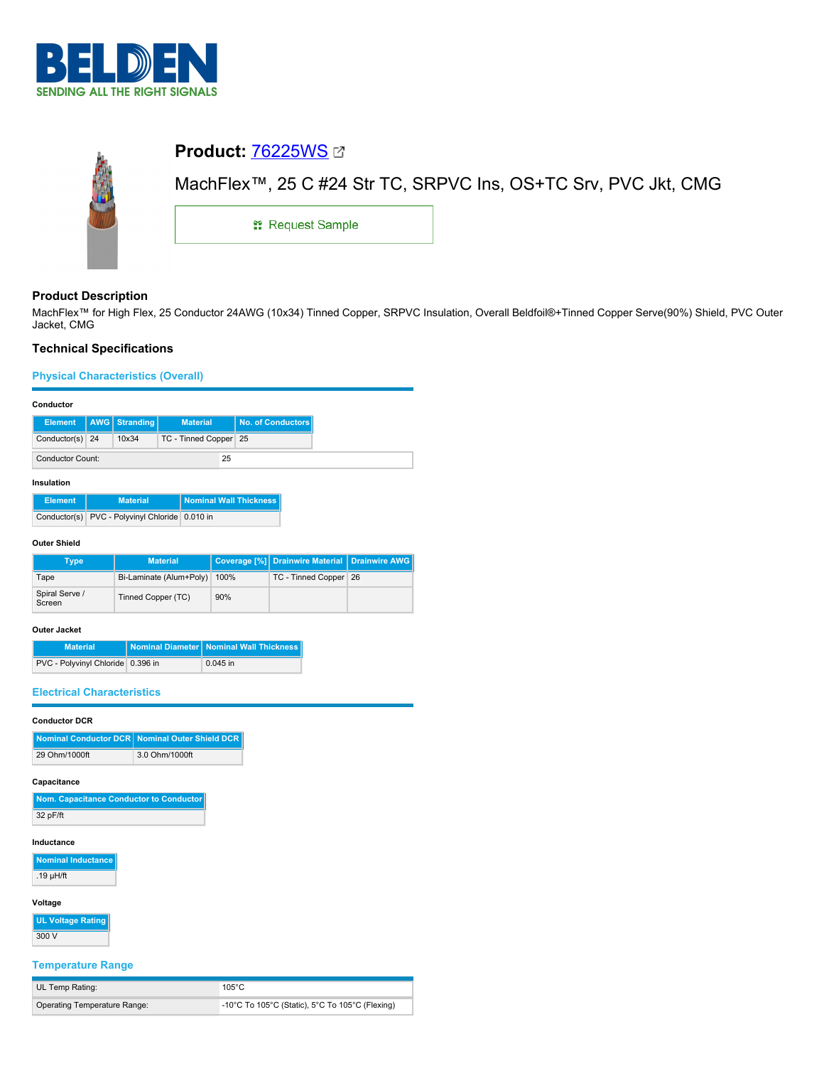# Product: 76225WS

MachFlex™, 25 C #24 Str TC, SRPVC Ins, OS+TC Srv, PVC Jkt, CMG

Request Sample

## Product Description

MachFlex™ for High Flex, 25 Conductor 24AWG (10x34) Tinned Copper, SRPVC Insulation, Overall Beldfoil®+Tinned Copper Serve(90%) Shield, PVC Outer Jacket, CMG

## Technical Specifications

### Physical Characteristics (Overall)

#### Conductor

| Element | AWG | Stranding | Material | No. of Conductors |
|---|---|---|---|---|
| Conductor(s) | 24 | 10x34 | TC - Tinned Copper | 25 |

| Conductor Count: | 25 |
|---|---|

#### Insulation

| Element | Material | Nominal Wall Thickness |
|---|---|---|
| Conductor(s) | PVC - Polyvinyl Chloride | 0.010 in |

#### Outer Shield

| Type | Material | Coverage [%] | Drainwire Material | Drainwire AWG |
|---|---|---|---|---|
| Tape | Bi-Laminate (Alum+Poly) | 100% | TC - Tinned Copper | 26 |
| Spiral Serve / Screen | Tinned Copper (TC) | 90% | | |

#### Outer Jacket

| Material | Nominal Diameter | Nominal Wall Thickness |
|---|---|---|
| PVC - Polyvinyl Chloride | 0.396 in | 0.045 in |

### Electrical Characteristics

#### Conductor DCR

| Nominal Conductor DCR | Nominal Outer Shield DCR |
|---|---|
| 29 Ohm/1000ft | 3.0 Ohm/1000ft |

#### Capacitance

| Nom. Capacitance Conductor to Conductor |
|---|
| 32 pF/ft |

#### Inductance

| Nominal Inductance |
|---|
| .19 µH/ft |

#### Voltage

| UL Voltage Rating |
|---|
| 300 V |

### Temperature Range

| UL Temp Rating: | 105°C |
|---|---|
| Operating Temperature Range: | -10°C To 105°C (Static), 5°C To 105°C (Flexing) |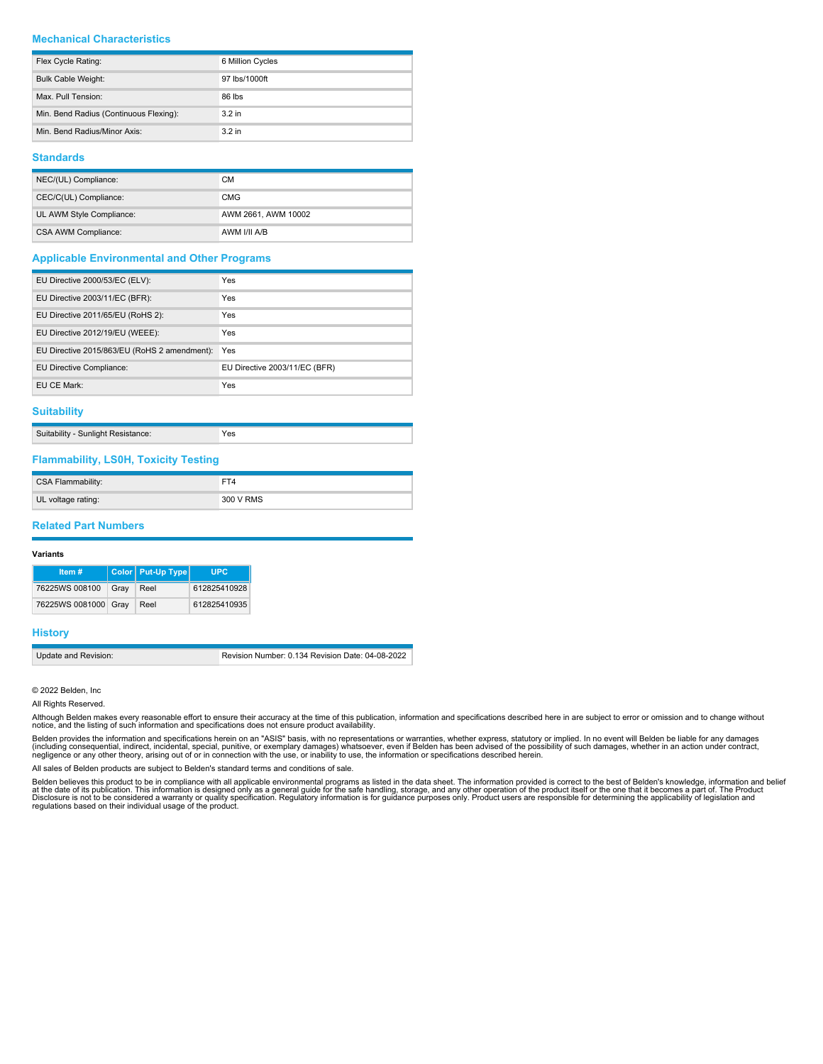## Mechanical Characteristics

| | |
|---|---|
| Flex Cycle Rating: | 6 Million Cycles |
| Bulk Cable Weight: | 97 lbs/1000ft |
| Max. Pull Tension: | 86 lbs |
| Min. Bend Radius (Continuous Flexing): | 3.2 in |
| Min. Bend Radius/Minor Axis: | 3.2 in |

## Standards

| | |
|---|---|
| NEC/(UL) Compliance: | CM |
| CEC/C(UL) Compliance: | CMG |
| UL AWM Style Compliance: | AWM 2661, AWM 10002 |
| CSA AWM Compliance: | AWM I/II A/B |

## Applicable Environmental and Other Programs

| | |
|---|---|
| EU Directive 2000/53/EC (ELV): | Yes |
| EU Directive 2003/11/EC (BFR): | Yes |
| EU Directive 2011/65/EU (RoHS 2): | Yes |
| EU Directive 2012/19/EU (WEEE): | Yes |
| EU Directive 2015/863/EU (RoHS 2 amendment): | Yes |
| EU Directive Compliance: | EU Directive 2003/11/EC (BFR) |
| EU CE Mark: | Yes |

## Suitability

| | |
|---|---|
| Suitability - Sunlight Resistance: | Yes |

## Flammability, LS0H, Toxicity Testing

| | |
|---|---|
| CSA Flammability: | FT4 |
| UL voltage rating: | 300 V RMS |

## Related Part Numbers

**Variants**

| Item # | Color | Put-Up Type | UPC |
|---|---|---|---|
| 76225WS 008100 | Gray | Reel | 612825410928 |
| 76225WS 0081000 | Gray | Reel | 612825410935 |

## History

| | |
|---|---|
| Update and Revision: | Revision Number: 0.134 Revision Date: 04-08-2022 |

© 2022 Belden, Inc

All Rights Reserved.

Although Belden makes every reasonable effort to ensure their accuracy at the time of this publication, information and specifications described here in are subject to error or omission and to change without notice, and the listing of such information and specifications does not ensure product availability.

Belden provides the information and specifications herein on an "ASIS" basis, with no representations or warranties, whether express, statutory or implied. In no event will Belden be liable for any damages (including consequential, indirect, incidental, special, punitive, or exemplary damages) whatsoever, even if Belden has been advised of the possibility of such damages, whether in an action under contract, negligence or any other theory, arising out of or in connection with the use, or inability to use, the information or specifications described herein.

All sales of Belden products are subject to Belden's standard terms and conditions of sale.

Belden believes this product to be in compliance with all applicable environmental programs as listed in the data sheet. The information provided is correct to the best of Belden's knowledge, information and belief at the date of its publication. This information is designed only as a general guide for the safe handling, storage, and any other operation of the product itself or the one that it becomes a part of. The Product Disclosure is not to be considered a warranty or quality specification. Regulatory information is for guidance purposes only. Product users are responsible for determining the applicability of legislation and regulations based on their individual usage of the product.